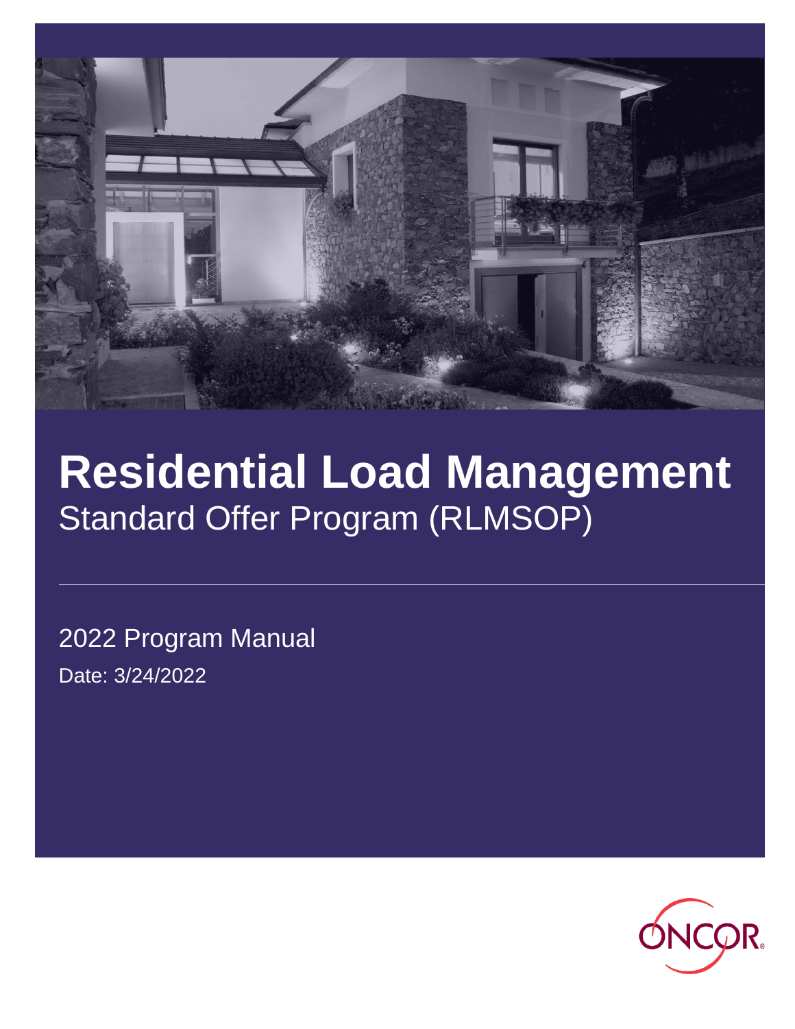# Residential Load Management

## Standard Offer Program (RLMSOP)

2022 Program Manual

Date: 3/24/2022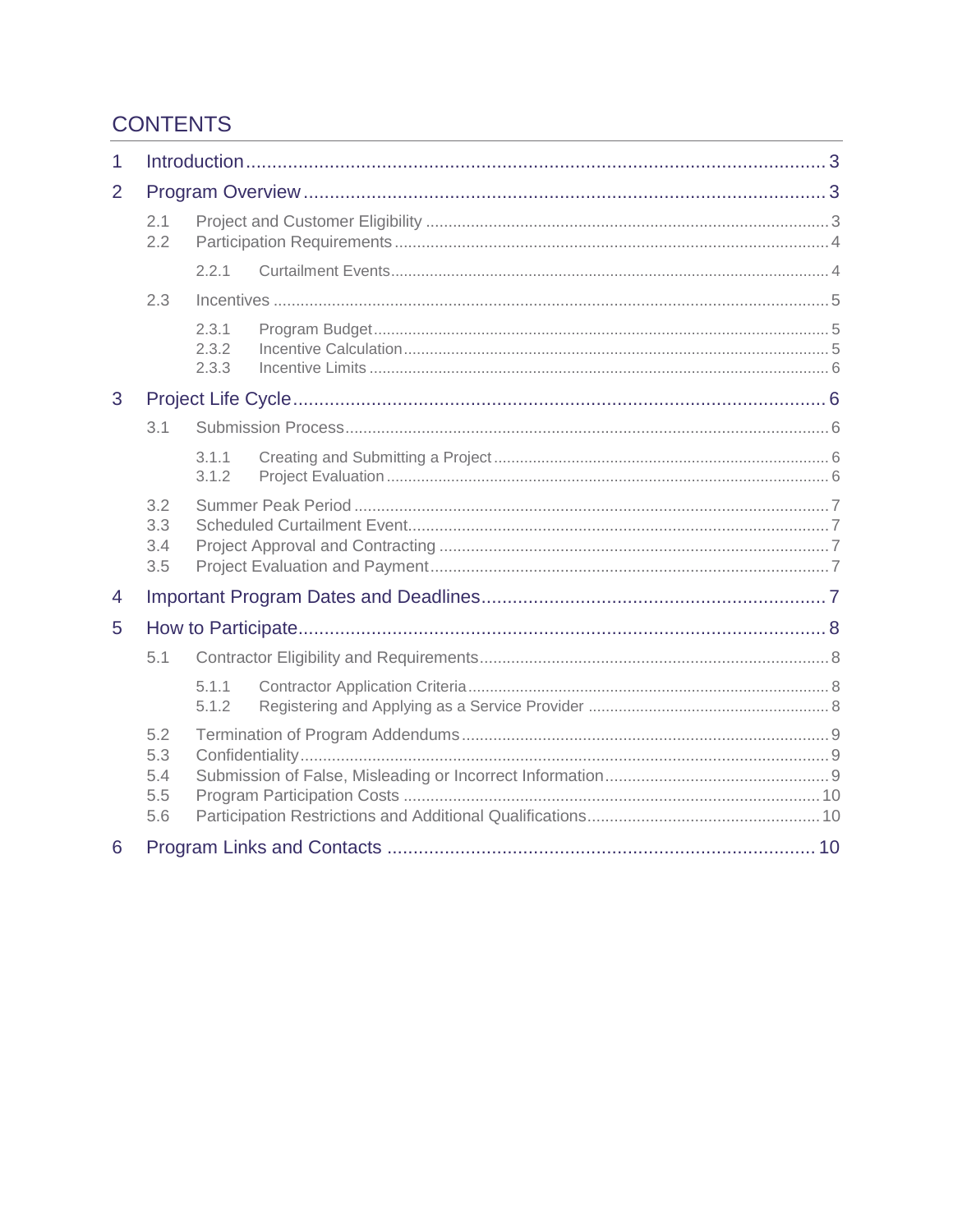# CONTENTS

1 Introduction ... 3

2 Program Overview ... 3

- 2.1 Project and Customer Eligibility ... 3
- 2.2 Participation Requirements ... 4
  - 2.2.1 Curtailment Events ... 4
- 2.3 Incentives ... 5
  - 2.3.1 Program Budget ... 5
  - 2.3.2 Incentive Calculation ... 5
  - 2.3.3 Incentive Limits ... 6

3 Project Life Cycle ... 6

- 3.1 Submission Process ... 6
  - 3.1.1 Creating and Submitting a Project ... 6
  - 3.1.2 Project Evaluation ... 6
- 3.2 Summer Peak Period ... 7
- 3.3 Scheduled Curtailment Event ... 7
- 3.4 Project Approval and Contracting ... 7
- 3.5 Project Evaluation and Payment ... 7

4 Important Program Dates and Deadlines ... 7

5 How to Participate ... 8

- 5.1 Contractor Eligibility and Requirements ... 8
  - 5.1.1 Contractor Application Criteria ... 8
  - 5.1.2 Registering and Applying as a Service Provider ... 8
- 5.2 Termination of Program Addendums ... 9
- 5.3 Confidentiality ... 9
- 5.4 Submission of False, Misleading or Incorrect Information ... 9
- 5.5 Program Participation Costs ... 10
- 5.6 Participation Restrictions and Additional Qualifications ... 10

6 Program Links and Contacts ... 10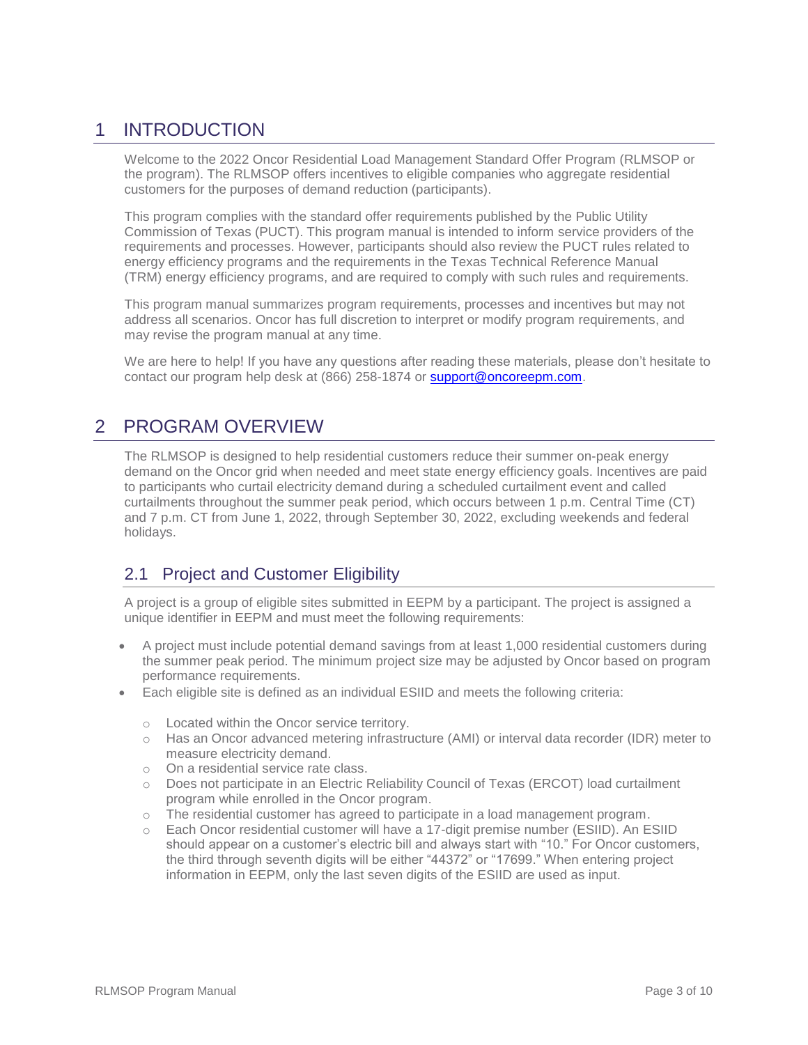# 1 INTRODUCTION

Welcome to the 2022 Oncor Residential Load Management Standard Offer Program (RLMSOP or the program). The RLMSOP offers incentives to eligible companies who aggregate residential customers for the purposes of demand reduction (participants).

This program complies with the standard offer requirements published by the Public Utility Commission of Texas (PUCT). This program manual is intended to inform service providers of the requirements and processes. However, participants should also review the PUCT rules related to energy efficiency programs and the requirements in the Texas Technical Reference Manual (TRM) energy efficiency programs, and are required to comply with such rules and requirements.

This program manual summarizes program requirements, processes and incentives but may not address all scenarios. Oncor has full discretion to interpret or modify program requirements, and may revise the program manual at any time.

We are here to help! If you have any questions after reading these materials, please don't hesitate to contact our program help desk at (866) 258-1874 or support@oncoreepm.com.

# 2 PROGRAM OVERVIEW

The RLMSOP is designed to help residential customers reduce their summer on-peak energy demand on the Oncor grid when needed and meet state energy efficiency goals. Incentives are paid to participants who curtail electricity demand during a scheduled curtailment event and called curtailments throughout the summer peak period, which occurs between 1 p.m. Central Time (CT) and 7 p.m. CT from June 1, 2022, through September 30, 2022, excluding weekends and federal holidays.

## 2.1 Project and Customer Eligibility

A project is a group of eligible sites submitted in EEPM by a participant. The project is assigned a unique identifier in EEPM and must meet the following requirements:

- A project must include potential demand savings from at least 1,000 residential customers during the summer peak period. The minimum project size may be adjusted by Oncor based on program performance requirements.
- Each eligible site is defined as an individual ESIID and meets the following criteria:
  - Located within the Oncor service territory.
  - Has an Oncor advanced metering infrastructure (AMI) or interval data recorder (IDR) meter to measure electricity demand.
  - On a residential service rate class.
  - Does not participate in an Electric Reliability Council of Texas (ERCOT) load curtailment program while enrolled in the Oncor program.
  - The residential customer has agreed to participate in a load management program.
  - Each Oncor residential customer will have a 17-digit premise number (ESIID). An ESIID should appear on a customer's electric bill and always start with "10." For Oncor customers, the third through seventh digits will be either "44372" or "17699." When entering project information in EEPM, only the last seven digits of the ESIID are used as input.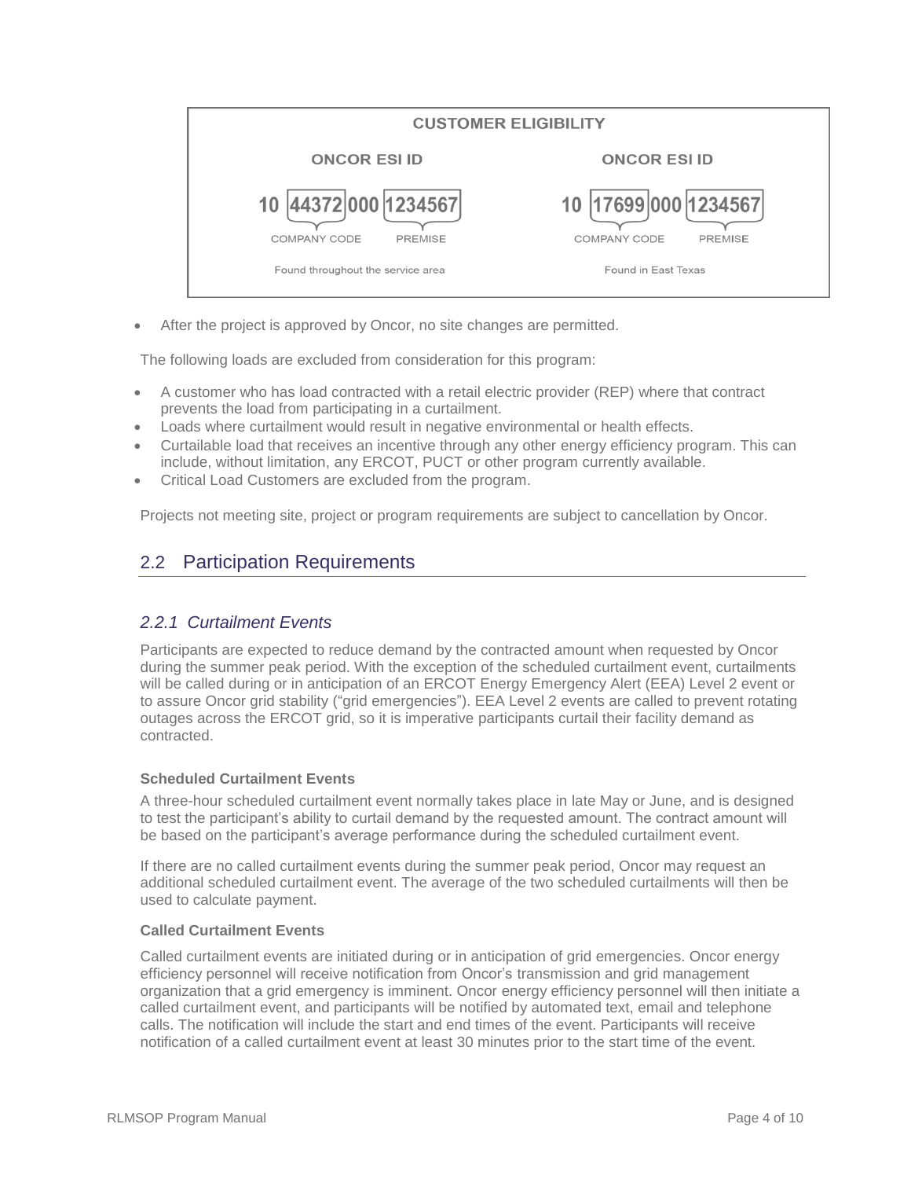**CUSTOMER ELIGIBILITY**

| ONCOR ESI ID | ONCOR ESI ID |
| --- | --- |
| 10 44372 000 1234567 | 10 17699 000 1234567 |
| 44372 = COMPANY CODE; 1234567 = PREMISE | 17699 = COMPANY CODE; 1234567 = PREMISE |
| Found throughout the service area | Found in East Texas |

- After the project is approved by Oncor, no site changes are permitted.

The following loads are excluded from consideration for this program:

- A customer who has load contracted with a retail electric provider (REP) where that contract prevents the load from participating in a curtailment.
- Loads where curtailment would result in negative environmental or health effects.
- Curtailable load that receives an incentive through any other energy efficiency program. This can include, without limitation, any ERCOT, PUCT or other program currently available.
- Critical Load Customers are excluded from the program.

Projects not meeting site, project or program requirements are subject to cancellation by Oncor.

## 2.2 Participation Requirements

### *2.2.1 Curtailment Events*

Participants are expected to reduce demand by the contracted amount when requested by Oncor during the summer peak period. With the exception of the scheduled curtailment event, curtailments will be called during or in anticipation of an ERCOT Energy Emergency Alert (EEA) Level 2 event or to assure Oncor grid stability ("grid emergencies"). EEA Level 2 events are called to prevent rotating outages across the ERCOT grid, so it is imperative participants curtail their facility demand as contracted.

**Scheduled Curtailment Events**

A three-hour scheduled curtailment event normally takes place in late May or June, and is designed to test the participant's ability to curtail demand by the requested amount. The contract amount will be based on the participant's average performance during the scheduled curtailment event.

If there are no called curtailment events during the summer peak period, Oncor may request an additional scheduled curtailment event. The average of the two scheduled curtailments will then be used to calculate payment.

**Called Curtailment Events**

Called curtailment events are initiated during or in anticipation of grid emergencies. Oncor energy efficiency personnel will receive notification from Oncor's transmission and grid management organization that a grid emergency is imminent. Oncor energy efficiency personnel will then initiate a called curtailment event, and participants will be notified by automated text, email and telephone calls. The notification will include the start and end times of the event. Participants will receive notification of a called curtailment event at least 30 minutes prior to the start time of the event.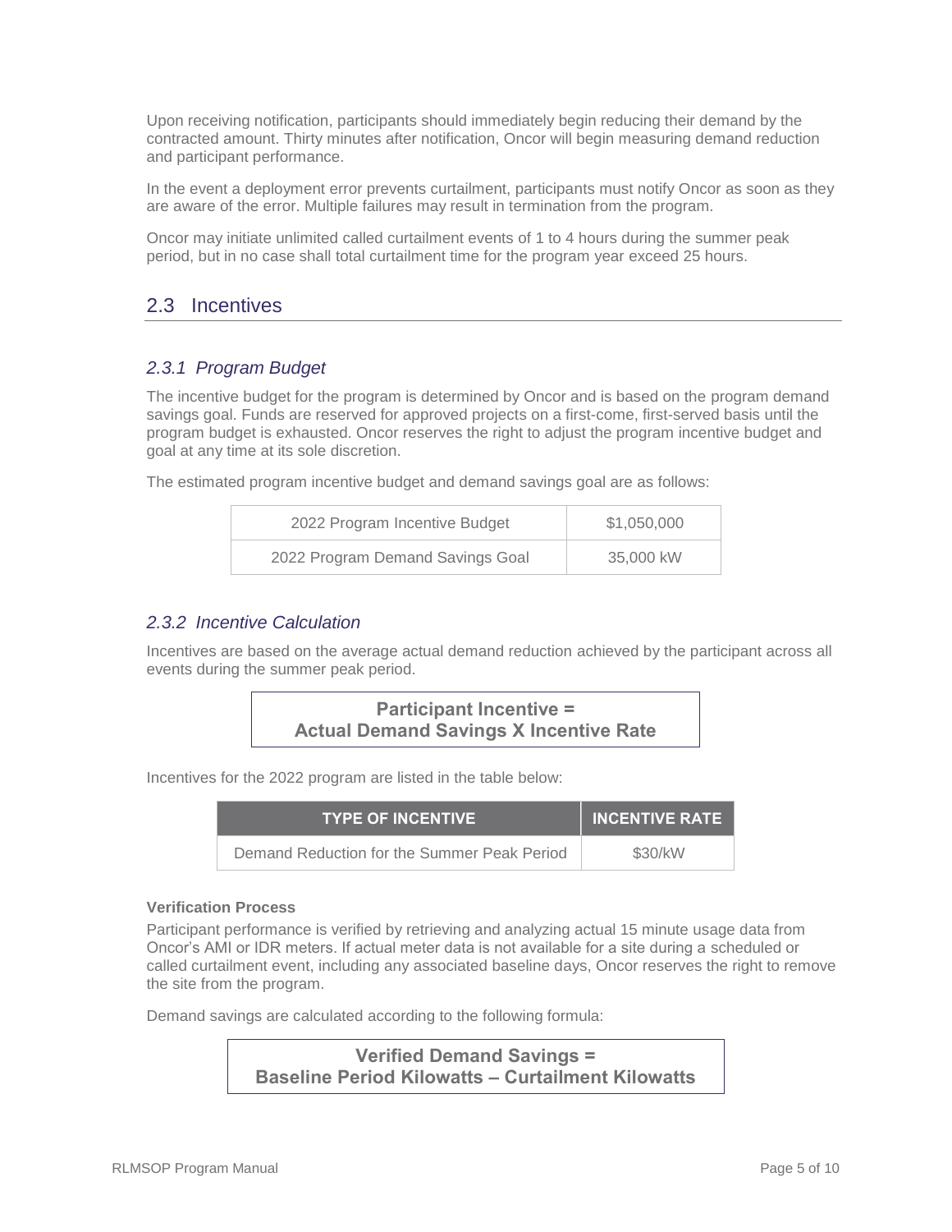Upon receiving notification, participants should immediately begin reducing their demand by the contracted amount. Thirty minutes after notification, Oncor will begin measuring demand reduction and participant performance.

In the event a deployment error prevents curtailment, participants must notify Oncor as soon as they are aware of the error. Multiple failures may result in termination from the program.

Oncor may initiate unlimited called curtailment events of 1 to 4 hours during the summer peak period, but in no case shall total curtailment time for the program year exceed 25 hours.

## 2.3 Incentives

### *2.3.1 Program Budget*

The incentive budget for the program is determined by Oncor and is based on the program demand savings goal. Funds are reserved for approved projects on a first-come, first-served basis until the program budget is exhausted. Oncor reserves the right to adjust the program incentive budget and goal at any time at its sole discretion.

The estimated program incentive budget and demand savings goal are as follows:

| | |
|---|---|
| 2022 Program Incentive Budget | $1,050,000 |
| 2022 Program Demand Savings Goal | 35,000 kW |

### *2.3.2 Incentive Calculation*

Incentives are based on the average actual demand reduction achieved by the participant across all events during the summer peak period.

**Participant Incentive =**
**Actual Demand Savings X Incentive Rate**

Incentives for the 2022 program are listed in the table below:

| TYPE OF INCENTIVE | INCENTIVE RATE |
|---|---|
| Demand Reduction for the Summer Peak Period | $30/kW |

**Verification Process**

Participant performance is verified by retrieving and analyzing actual 15 minute usage data from Oncor's AMI or IDR meters. If actual meter data is not available for a site during a scheduled or called curtailment event, including any associated baseline days, Oncor reserves the right to remove the site from the program.

Demand savings are calculated according to the following formula:

**Verified Demand Savings =**
**Baseline Period Kilowatts – Curtailment Kilowatts**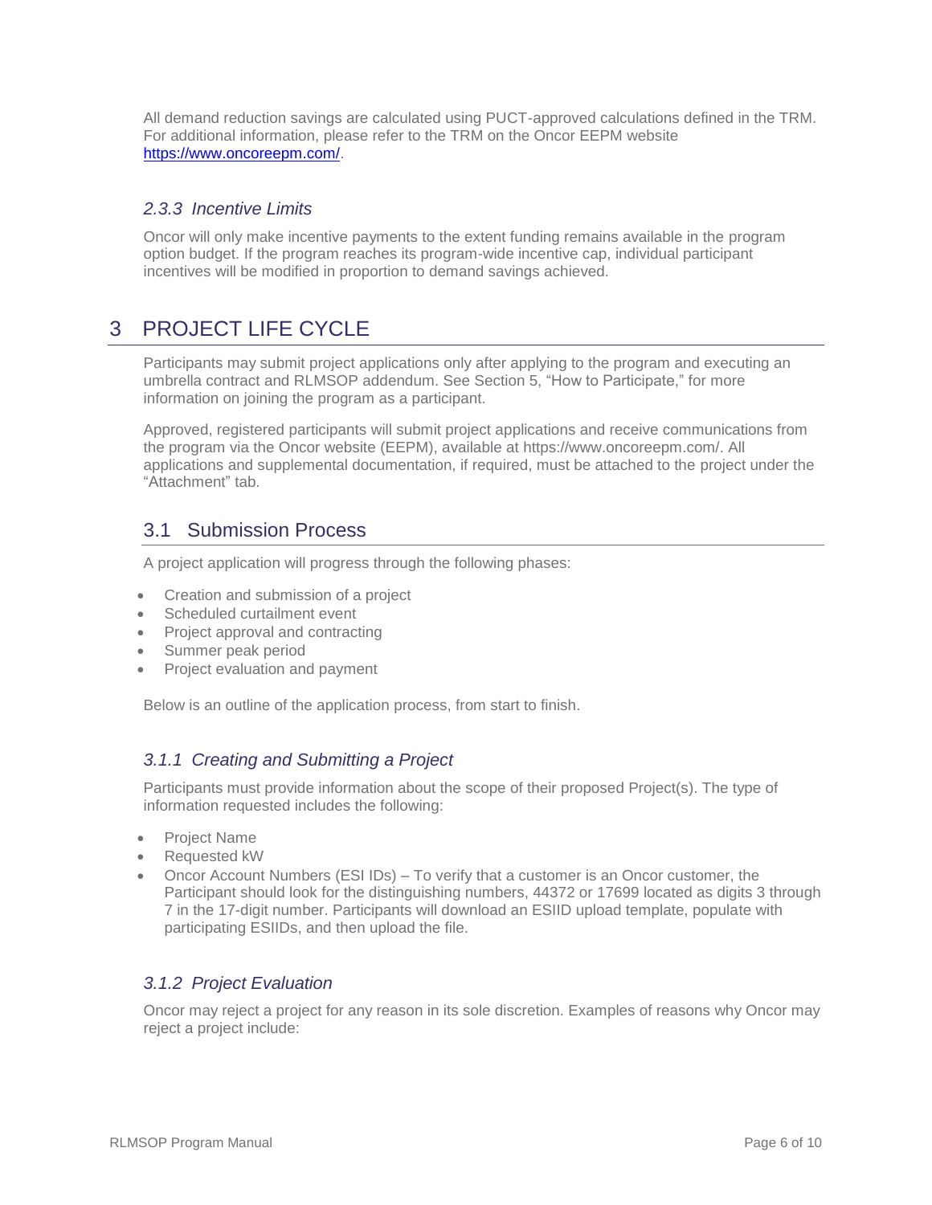All demand reduction savings are calculated using PUCT-approved calculations defined in the TRM. For additional information, please refer to the TRM on the Oncor EEPM website [https://www.oncoreepm.com/](https://www.oncoreepm.com/).

### *2.3.3 Incentive Limits*

Oncor will only make incentive payments to the extent funding remains available in the program option budget. If the program reaches its program-wide incentive cap, individual participant incentives will be modified in proportion to demand savings achieved.

# 3 PROJECT LIFE CYCLE

Participants may submit project applications only after applying to the program and executing an umbrella contract and RLMSOP addendum. See Section 5, "How to Participate," for more information on joining the program as a participant.

Approved, registered participants will submit project applications and receive communications from the program via the Oncor website (EEPM), available at https://www.oncoreepm.com/. All applications and supplemental documentation, if required, must be attached to the project under the "Attachment" tab.

## 3.1 Submission Process

A project application will progress through the following phases:

- Creation and submission of a project
- Scheduled curtailment event
- Project approval and contracting
- Summer peak period
- Project evaluation and payment

Below is an outline of the application process, from start to finish.

### *3.1.1 Creating and Submitting a Project*

Participants must provide information about the scope of their proposed Project(s). The type of information requested includes the following:

- Project Name
- Requested kW
- Oncor Account Numbers (ESI IDs) – To verify that a customer is an Oncor customer, the Participant should look for the distinguishing numbers, 44372 or 17699 located as digits 3 through 7 in the 17-digit number. Participants will download an ESIID upload template, populate with participating ESIIDs, and then upload the file.

### *3.1.2 Project Evaluation*

Oncor may reject a project for any reason in its sole discretion. Examples of reasons why Oncor may reject a project include: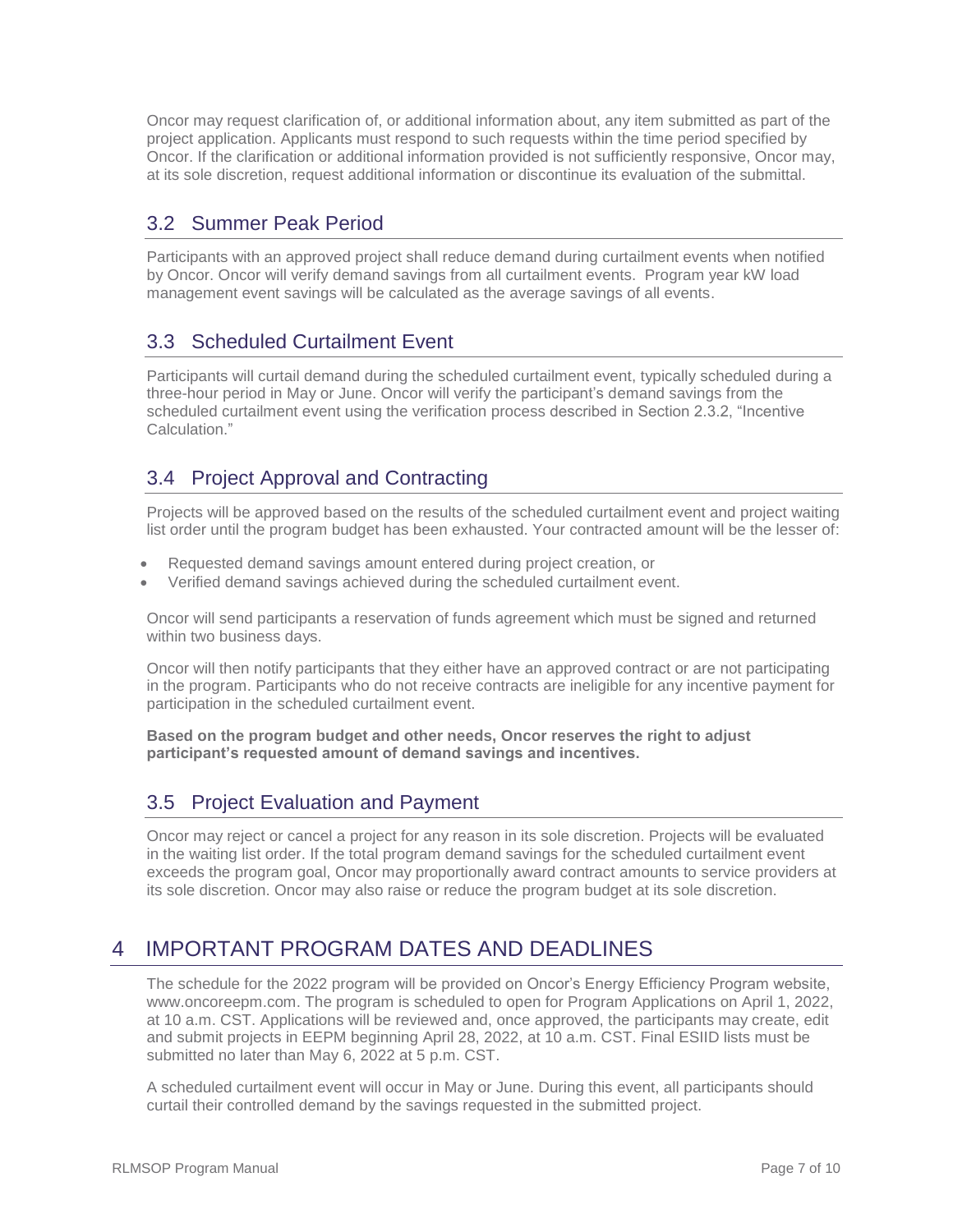Oncor may request clarification of, or additional information about, any item submitted as part of the project application. Applicants must respond to such requests within the time period specified by Oncor. If the clarification or additional information provided is not sufficiently responsive, Oncor may, at its sole discretion, request additional information or discontinue its evaluation of the submittal.

## 3.2 Summer Peak Period

Participants with an approved project shall reduce demand during curtailment events when notified by Oncor. Oncor will verify demand savings from all curtailment events. Program year kW load management event savings will be calculated as the average savings of all events.

## 3.3 Scheduled Curtailment Event

Participants will curtail demand during the scheduled curtailment event, typically scheduled during a three-hour period in May or June. Oncor will verify the participant's demand savings from the scheduled curtailment event using the verification process described in Section 2.3.2, "Incentive Calculation."

## 3.4 Project Approval and Contracting

Projects will be approved based on the results of the scheduled curtailment event and project waiting list order until the program budget has been exhausted. Your contracted amount will be the lesser of:

- Requested demand savings amount entered during project creation, or
- Verified demand savings achieved during the scheduled curtailment event.

Oncor will send participants a reservation of funds agreement which must be signed and returned within two business days.

Oncor will then notify participants that they either have an approved contract or are not participating in the program. Participants who do not receive contracts are ineligible for any incentive payment for participation in the scheduled curtailment event.

**Based on the program budget and other needs, Oncor reserves the right to adjust participant's requested amount of demand savings and incentives.**

## 3.5 Project Evaluation and Payment

Oncor may reject or cancel a project for any reason in its sole discretion. Projects will be evaluated in the waiting list order. If the total program demand savings for the scheduled curtailment event exceeds the program goal, Oncor may proportionally award contract amounts to service providers at its sole discretion. Oncor may also raise or reduce the program budget at its sole discretion.

# 4 IMPORTANT PROGRAM DATES AND DEADLINES

The schedule for the 2022 program will be provided on Oncor's Energy Efficiency Program website, www.oncoreepm.com. The program is scheduled to open for Program Applications on April 1, 2022, at 10 a.m. CST. Applications will be reviewed and, once approved, the participants may create, edit and submit projects in EEPM beginning April 28, 2022, at 10 a.m. CST. Final ESIID lists must be submitted no later than May 6, 2022 at 5 p.m. CST.

A scheduled curtailment event will occur in May or June. During this event, all participants should curtail their controlled demand by the savings requested in the submitted project.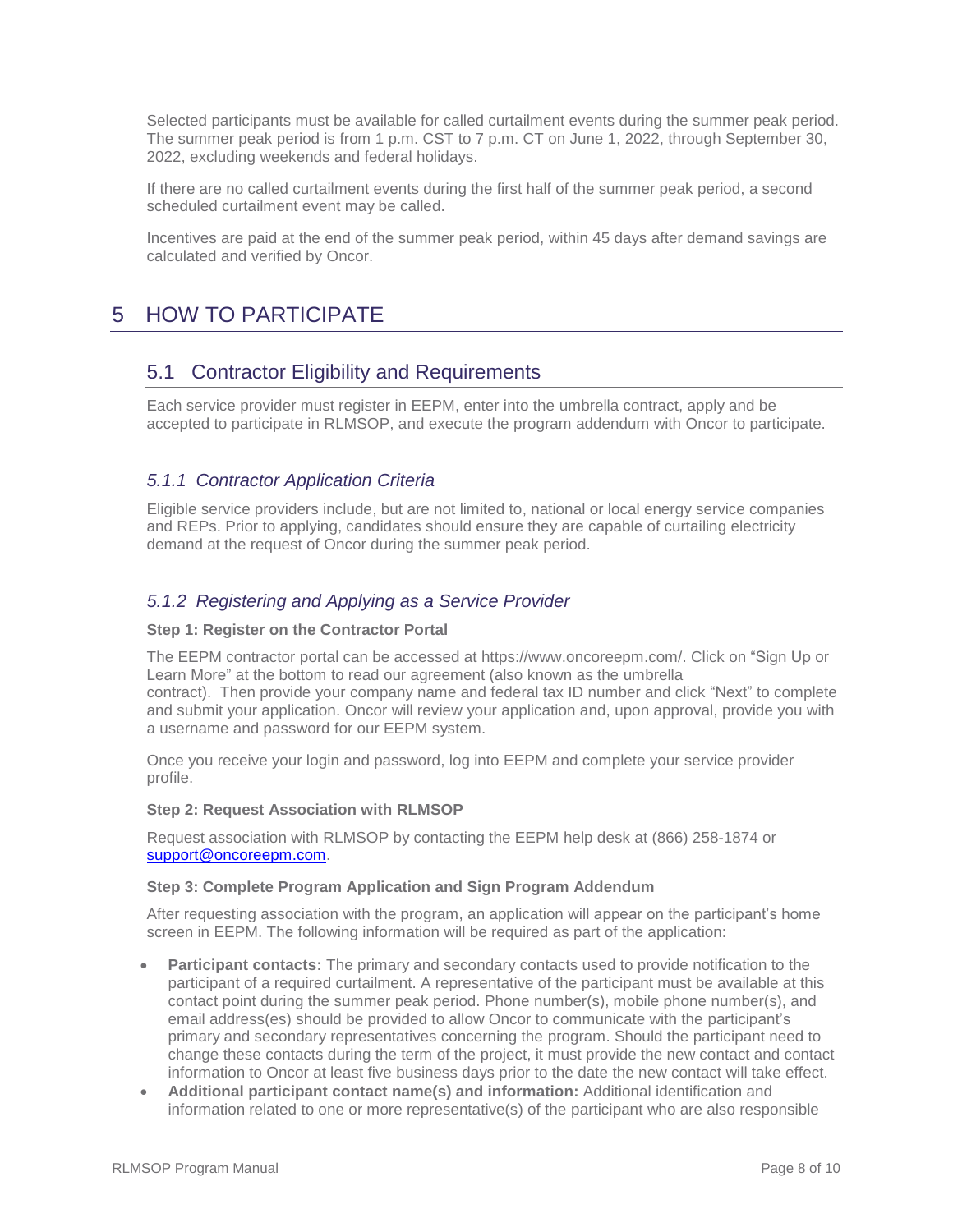Selected participants must be available for called curtailment events during the summer peak period. The summer peak period is from 1 p.m. CST to 7 p.m. CT on June 1, 2022, through September 30, 2022, excluding weekends and federal holidays.

If there are no called curtailment events during the first half of the summer peak period, a second scheduled curtailment event may be called.

Incentives are paid at the end of the summer peak period, within 45 days after demand savings are calculated and verified by Oncor.

# 5 HOW TO PARTICIPATE

## 5.1 Contractor Eligibility and Requirements

Each service provider must register in EEPM, enter into the umbrella contract, apply and be accepted to participate in RLMSOP, and execute the program addendum with Oncor to participate.

### *5.1.1 Contractor Application Criteria*

Eligible service providers include, but are not limited to, national or local energy service companies and REPs. Prior to applying, candidates should ensure they are capable of curtailing electricity demand at the request of Oncor during the summer peak period.

### *5.1.2 Registering and Applying as a Service Provider*

**Step 1: Register on the Contractor Portal**

The EEPM contractor portal can be accessed at https://www.oncoreepm.com/. Click on "Sign Up or Learn More" at the bottom to read our agreement (also known as the umbrella contract). Then provide your company name and federal tax ID number and click "Next" to complete and submit your application. Oncor will review your application and, upon approval, provide you with a username and password for our EEPM system.

Once you receive your login and password, log into EEPM and complete your service provider profile.

**Step 2: Request Association with RLMSOP**

Request association with RLMSOP by contacting the EEPM help desk at (866) 258-1874 or support@oncoreepm.com.

**Step 3: Complete Program Application and Sign Program Addendum**

After requesting association with the program, an application will appear on the participant's home screen in EEPM. The following information will be required as part of the application:

- **Participant contacts:** The primary and secondary contacts used to provide notification to the participant of a required curtailment. A representative of the participant must be available at this contact point during the summer peak period. Phone number(s), mobile phone number(s), and email address(es) should be provided to allow Oncor to communicate with the participant's primary and secondary representatives concerning the program. Should the participant need to change these contacts during the term of the project, it must provide the new contact and contact information to Oncor at least five business days prior to the date the new contact will take effect.
- **Additional participant contact name(s) and information:** Additional identification and information related to one or more representative(s) of the participant who are also responsible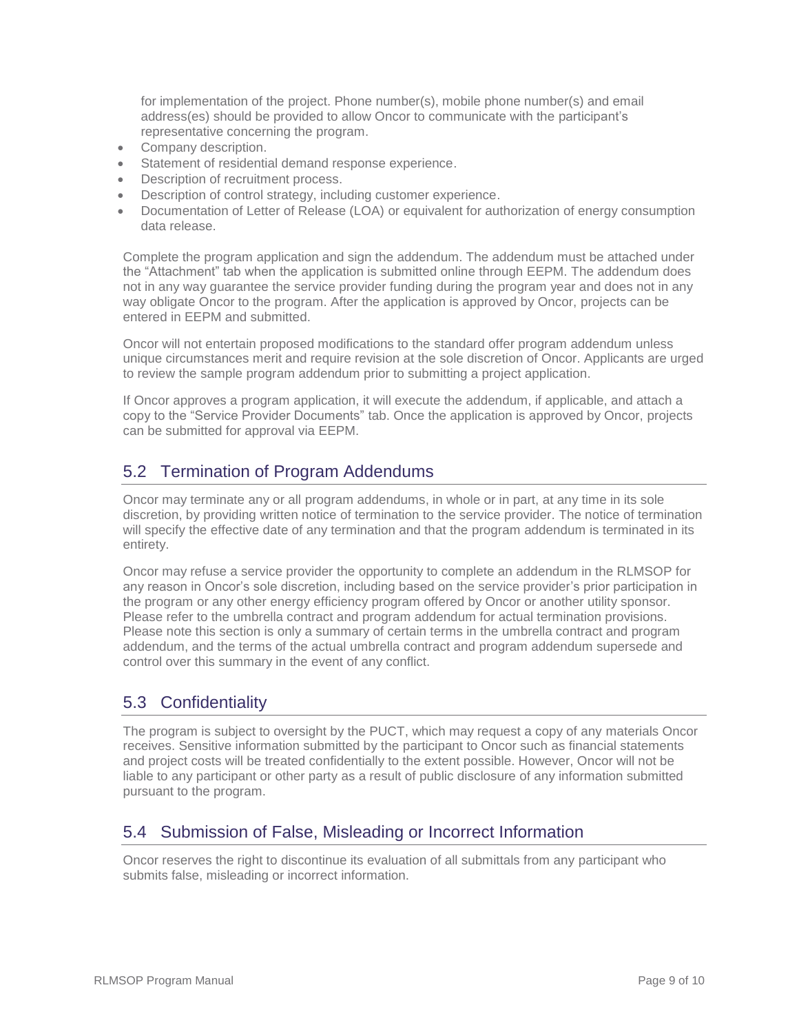for implementation of the project. Phone number(s), mobile phone number(s) and email address(es) should be provided to allow Oncor to communicate with the participant's representative concerning the program.

- Company description.
- Statement of residential demand response experience.
- Description of recruitment process.
- Description of control strategy, including customer experience.
- Documentation of Letter of Release (LOA) or equivalent for authorization of energy consumption data release.

Complete the program application and sign the addendum. The addendum must be attached under the "Attachment" tab when the application is submitted online through EEPM. The addendum does not in any way guarantee the service provider funding during the program year and does not in any way obligate Oncor to the program. After the application is approved by Oncor, projects can be entered in EEPM and submitted.

Oncor will not entertain proposed modifications to the standard offer program addendum unless unique circumstances merit and require revision at the sole discretion of Oncor. Applicants are urged to review the sample program addendum prior to submitting a project application.

If Oncor approves a program application, it will execute the addendum, if applicable, and attach a copy to the "Service Provider Documents" tab. Once the application is approved by Oncor, projects can be submitted for approval via EEPM.

## 5.2 Termination of Program Addendums

Oncor may terminate any or all program addendums, in whole or in part, at any time in its sole discretion, by providing written notice of termination to the service provider. The notice of termination will specify the effective date of any termination and that the program addendum is terminated in its entirety.

Oncor may refuse a service provider the opportunity to complete an addendum in the RLMSOP for any reason in Oncor's sole discretion, including based on the service provider's prior participation in the program or any other energy efficiency program offered by Oncor or another utility sponsor. Please refer to the umbrella contract and program addendum for actual termination provisions. Please note this section is only a summary of certain terms in the umbrella contract and program addendum, and the terms of the actual umbrella contract and program addendum supersede and control over this summary in the event of any conflict.

## 5.3 Confidentiality

The program is subject to oversight by the PUCT, which may request a copy of any materials Oncor receives. Sensitive information submitted by the participant to Oncor such as financial statements and project costs will be treated confidentially to the extent possible. However, Oncor will not be liable to any participant or other party as a result of public disclosure of any information submitted pursuant to the program.

## 5.4 Submission of False, Misleading or Incorrect Information

Oncor reserves the right to discontinue its evaluation of all submittals from any participant who submits false, misleading or incorrect information.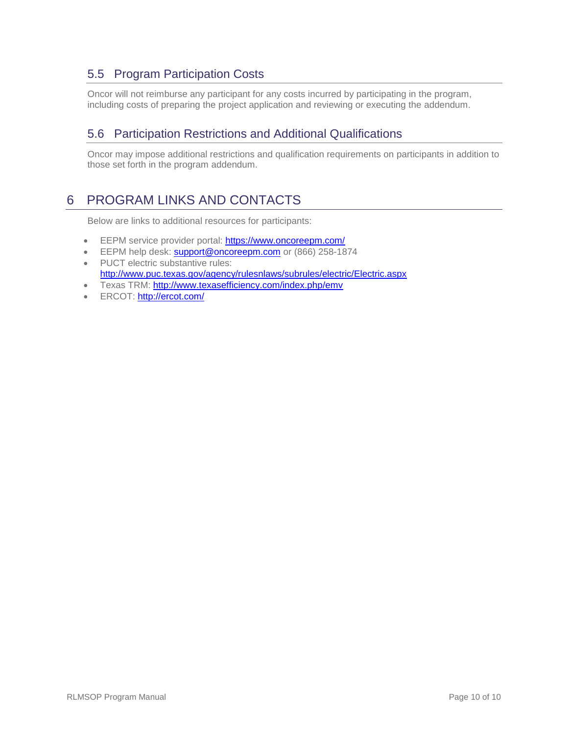## 5.5 Program Participation Costs

Oncor will not reimburse any participant for any costs incurred by participating in the program, including costs of preparing the project application and reviewing or executing the addendum.

## 5.6 Participation Restrictions and Additional Qualifications

Oncor may impose additional restrictions and qualification requirements on participants in addition to those set forth in the program addendum.

# 6 PROGRAM LINKS AND CONTACTS

Below are links to additional resources for participants:

- EEPM service provider portal: https://www.oncoreepm.com/
- EEPM help desk: support@oncoreepm.com or (866) 258-1874
- PUCT electric substantive rules: http://www.puc.texas.gov/agency/rulesnlaws/subrules/electric/Electric.aspx
- Texas TRM: http://www.texasefficiency.com/index.php/emv
- ERCOT: http://ercot.com/